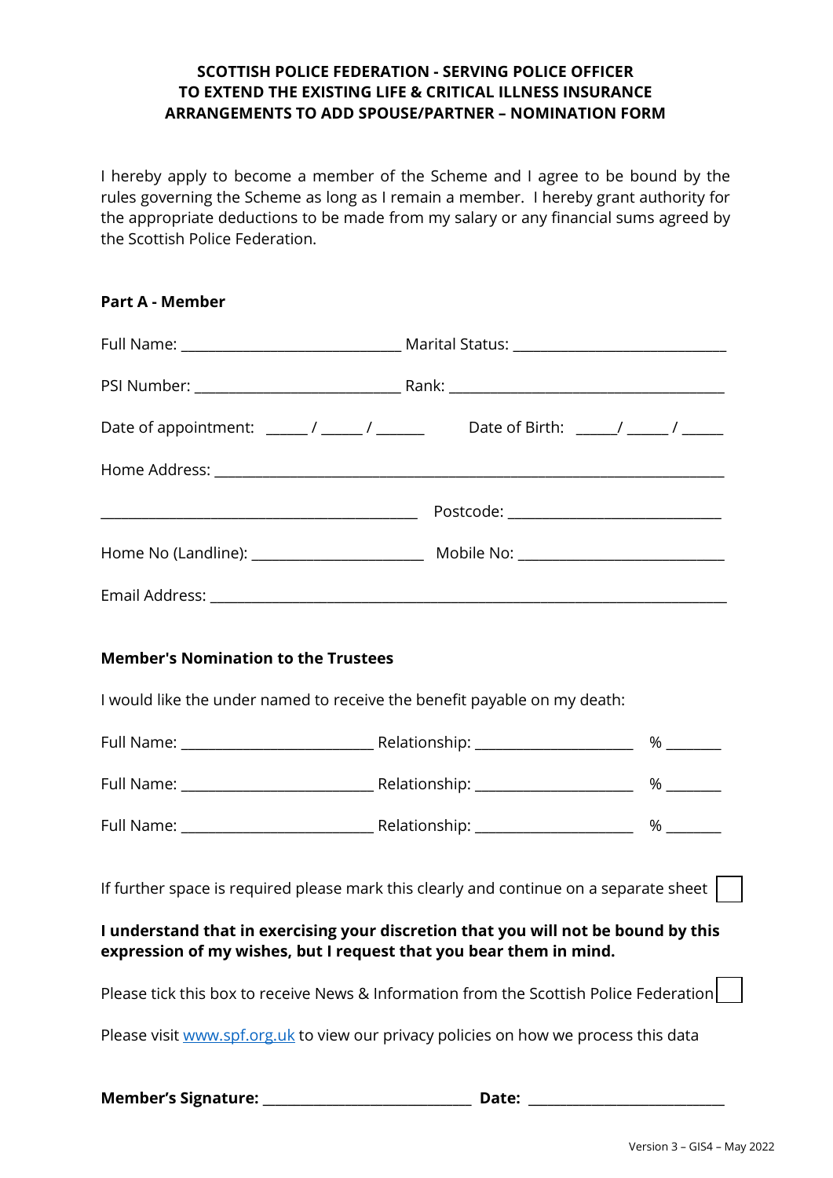**SCOTTISH POLICE FEDERATION - SERVING POLICE OFFICER TO EXTEND THE EXISTING LIFE & CRITICAL ILLNESS INSURANCE ARRANGEMENTS TO ADD SPOUSE/PARTNER – NOMINATION FORM**

I hereby apply to become a member of the Scheme and I agree to be bound by the rules governing the Scheme as long as I remain a member. I hereby grant authority for the appropriate deductions to be made from my salary or any financial sums agreed by the Scottish Police Federation.

**Part A - Member**

Full Name: ______________________________ Marital Status: ______________________________

PSI Number: ______________________________ Rank: ______________________________________

Date of appointment: ______ / ______ / _______ Date of Birth: ______/ ______ / ______

Home Address: ___________________________________________________________________________

_____________________________________________ Postcode: ______________________________

Home No (Landline): ________________________ Mobile No: ______________________________

Email Address: ___________________________________________________________________________

**Member's Nomination to the Trustees**

I would like the under named to receive the benefit payable on my death:

Full Name: ___________________________ Relationship: ______________________ % ________

Full Name: ___________________________ Relationship: ______________________ % ________

Full Name: ___________________________ Relationship: ______________________ % ________

If further space is required please mark this clearly and continue on a separate sheet ☐

**I understand that in exercising your discretion that you will not be bound by this expression of my wishes, but I request that you bear them in mind.**

Please tick this box to receive News & Information from the Scottish Police Federation ☐

Please visit www.spf.org.uk to view our privacy policies on how we process this data

**Member's Signature:** ______________________________ **Date:** ____________________________

Version 3 – GIS4 – May 2022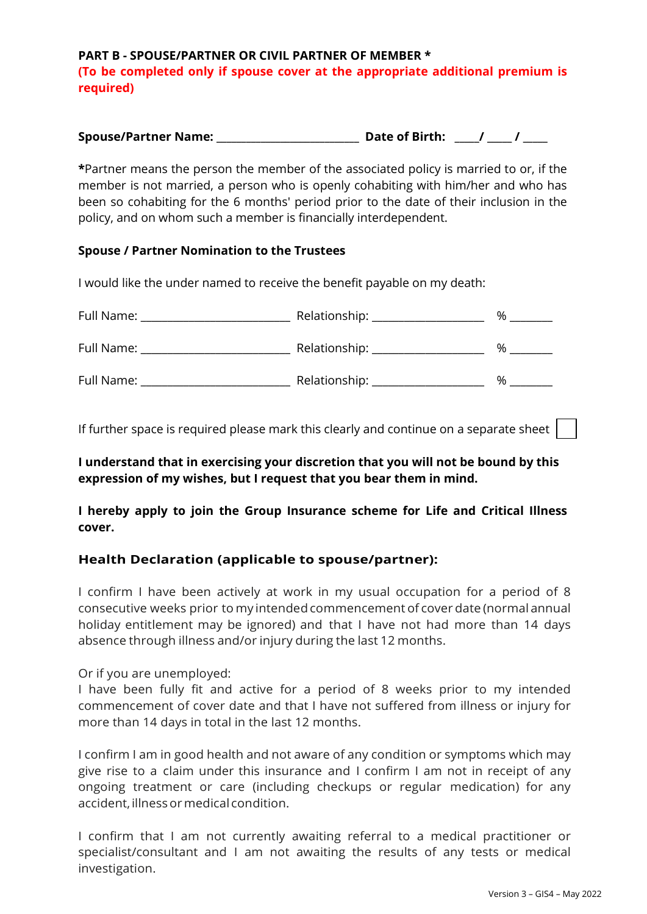**PART B - SPOUSE/PARTNER OR CIVIL PARTNER OF MEMBER ***

**(To be completed only if spouse cover at the appropriate additional premium is required)**

**Spouse/Partner Name:** _________________________ **Date of Birth:** ____/ ____ / ____

***Partner means the person the member of the associated policy is married to or, if the member is not married, a person who is openly cohabiting with him/her and who has been so cohabiting for the 6 months' period prior to the date of their inclusion in the policy, and on whom such a member is financially interdependent.

**Spouse / Partner Nomination to the Trustees**

I would like the under named to receive the benefit payable on my death:

Full Name: _________________________ Relationship: ___________________ % _______

Full Name: _________________________ Relationship: ___________________ % _______

Full Name: _________________________ Relationship: ___________________ % _______

If further space is required please mark this clearly and continue on a separate sheet ☐

**I understand that in exercising your discretion that you will not be bound by this expression of my wishes, but I request that you bear them in mind.**

**I hereby apply to join the Group Insurance scheme for Life and Critical Illness cover.**

## Health Declaration (applicable to spouse/partner):

I confirm I have been actively at work in my usual occupation for a period of 8 consecutive weeks prior to my intended commencement of cover date (normal annual holiday entitlement may be ignored) and that I have not had more than 14 days absence through illness and/or injury during the last 12 months.

Or if you are unemployed:
I have been fully fit and active for a period of 8 weeks prior to my intended commencement of cover date and that I have not suffered from illness or injury for more than 14 days in total in the last 12 months.

I confirm I am in good health and not aware of any condition or symptoms which may give rise to a claim under this insurance and I confirm I am not in receipt of any ongoing treatment or care (including checkups or regular medication) for any accident, illness or medical condition.

I confirm that I am not currently awaiting referral to a medical practitioner or specialist/consultant and I am not awaiting the results of any tests or medical investigation.

Version 3 – GIS4 – May 2022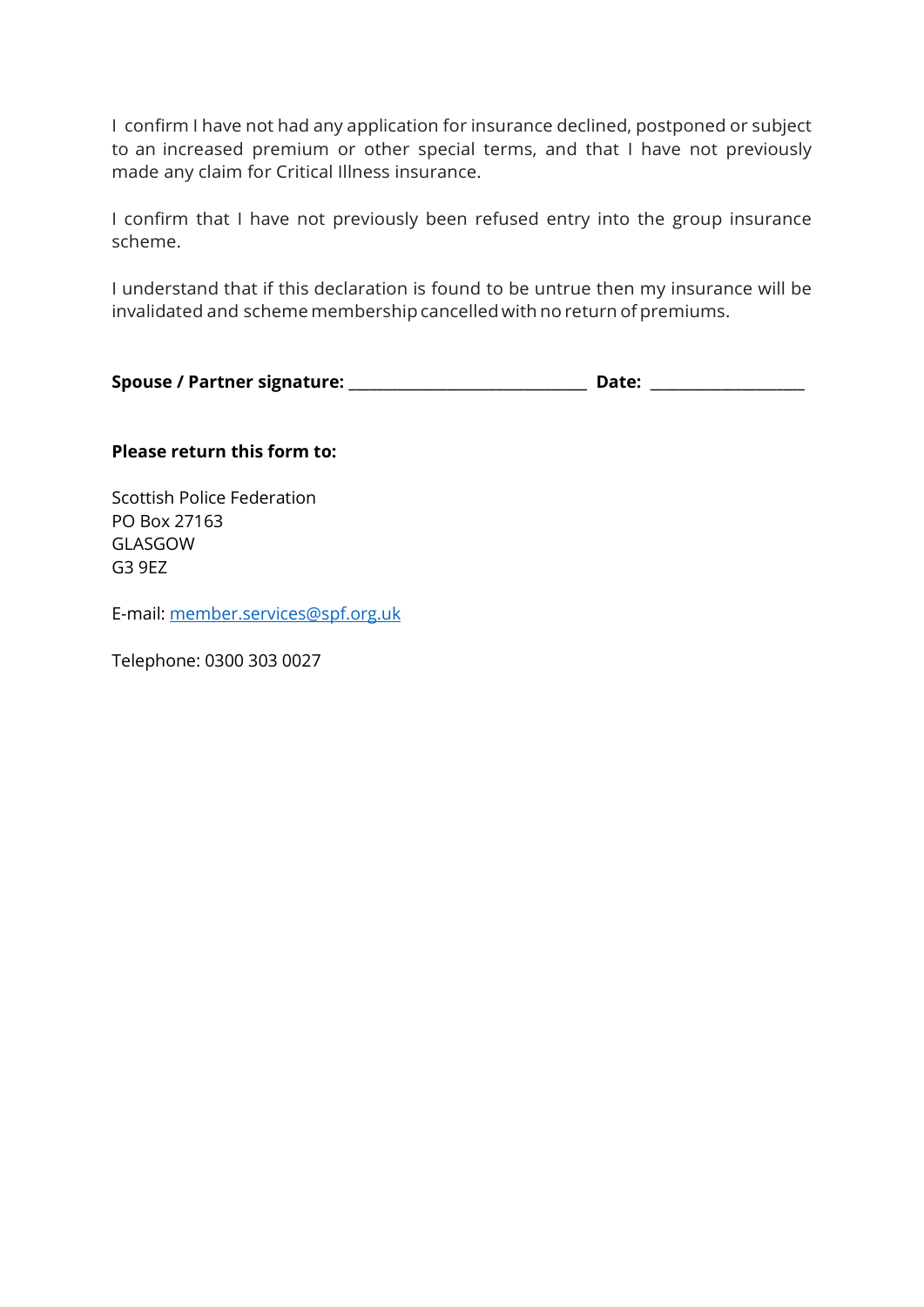I confirm I have not had any application for insurance declined, postponed or subject to an increased premium or other special terms, and that I have not previously made any claim for Critical Illness insurance.

I confirm that I have not previously been refused entry into the group insurance scheme.

I understand that if this declaration is found to be untrue then my insurance will be invalidated and scheme membership cancelled with no return of premiums.

**Spouse / Partner signature:** ______________________________ **Date:** ____________________

**Please return this form to:**

Scottish Police Federation
PO Box 27163
GLASGOW
G3 9EZ

E-mail: member.services@spf.org.uk

Telephone: 0300 303 0027